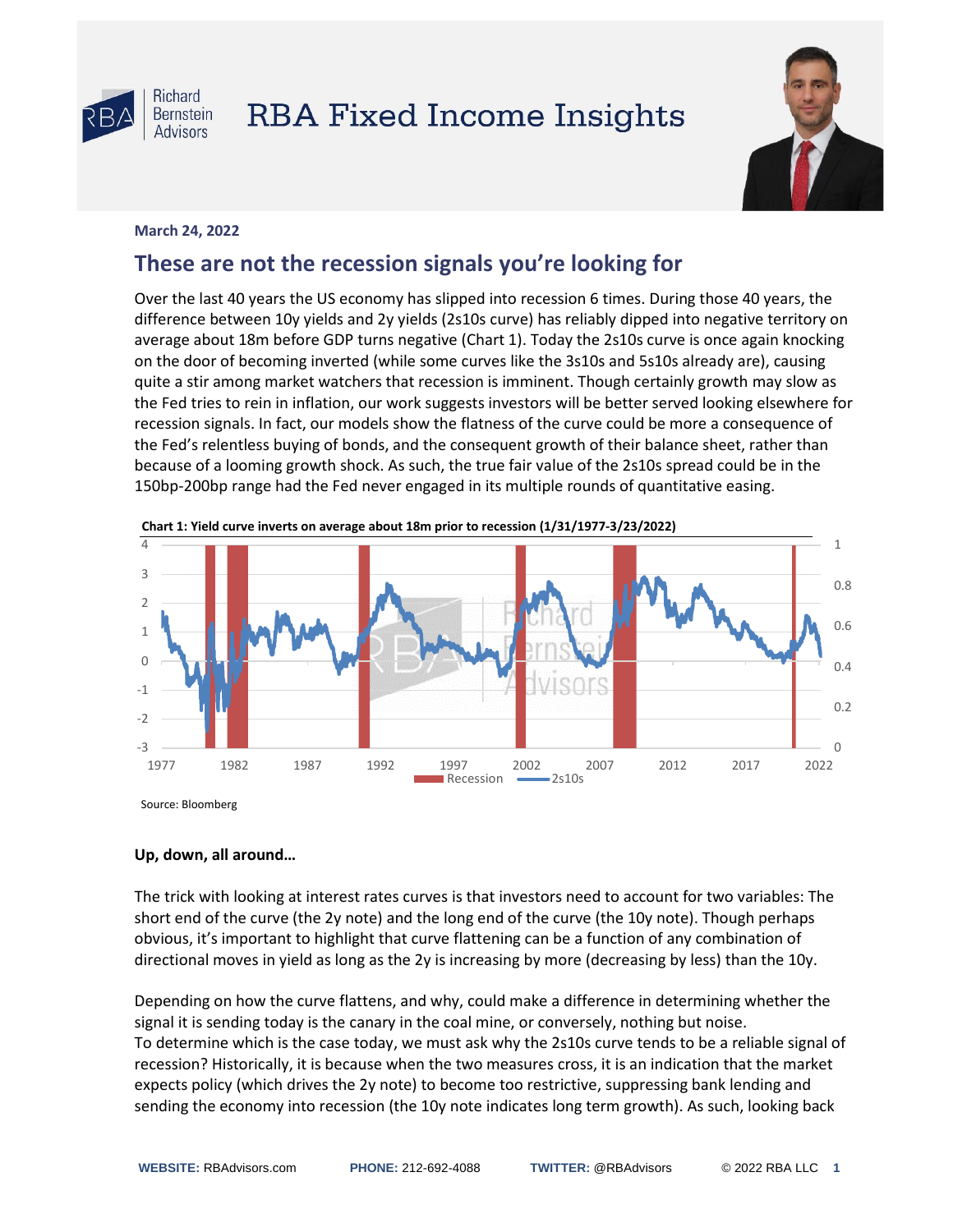# RBA Fixed Income Insights

**March 24, 2022**

## These are not the recession signals you're looking for

Over the last 40 years the US economy has slipped into recession 6 times. During those 40 years, the difference between 10y yields and 2y yields (2s10s curve) has reliably dipped into negative territory on average about 18m before GDP turns negative (Chart 1). Today the 2s10s curve is once again knocking on the door of becoming inverted (while some curves like the 3s10s and 5s10s already are), causing quite a stir among market watchers that recession is imminent. Though certainly growth may slow as the Fed tries to rein in inflation, our work suggests investors will be better served looking elsewhere for recession signals. In fact, our models show the flatness of the curve could be more a consequence of the Fed's relentless buying of bonds, and the consequent growth of their balance sheet, rather than because of a looming growth shock. As such, the true fair value of the 2s10s spread could be in the 150bp-200bp range had the Fed never engaged in its multiple rounds of quantitative easing.

**Chart 1: Yield curve inverts on average about 18m prior to recession (1/31/1977-3/23/2022)**

Source: Bloomberg

**Up, down, all around…**

The trick with looking at interest rates curves is that investors need to account for two variables: The short end of the curve (the 2y note) and the long end of the curve (the 10y note). Though perhaps obvious, it's important to highlight that curve flattening can be a function of any combination of directional moves in yield as long as the 2y is increasing by more (decreasing by less) than the 10y.

Depending on how the curve flattens, and why, could make a difference in determining whether the signal it is sending today is the canary in the coal mine, or conversely, nothing but noise.
To determine which is the case today, we must ask why the 2s10s curve tends to be a reliable signal of recession? Historically, it is because when the two measures cross, it is an indication that the market expects policy (which drives the 2y note) to become too restrictive, suppressing bank lending and sending the economy into recession (the 10y note indicates long term growth). As such, looking back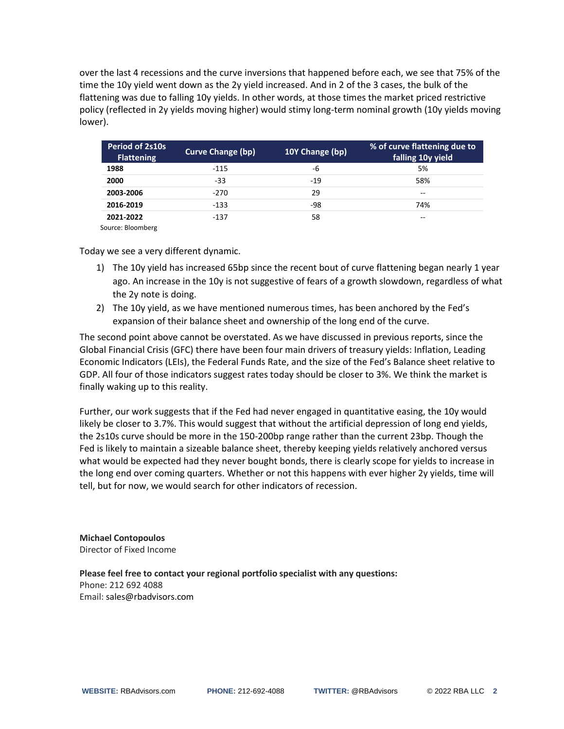over the last 4 recessions and the curve inversions that happened before each, we see that 75% of the time the 10y yield went down as the 2y yield increased. And in 2 of the 3 cases, the bulk of the flattening was due to falling 10y yields. In other words, at those times the market priced restrictive policy (reflected in 2y yields moving higher) would stimy long-term nominal growth (10y yields moving lower).

| Period of 2s10s Flattening | Curve Change (bp) | 10Y Change (bp) | % of curve flattening due to falling 10y yield |
|---|---|---|---|
| **1988** | -115 | -6 | 5% |
| **2000** | -33 | -19 | 58% |
| **2003-2006** | -270 | 29 | -- |
| **2016-2019** | -133 | -98 | 74% |
| **2021-2022** | -137 | 58 | -- |

Source: Bloomberg

Today we see a very different dynamic.

1) The 10y yield has increased 65bp since the recent bout of curve flattening began nearly 1 year ago. An increase in the 10y is not suggestive of fears of a growth slowdown, regardless of what the 2y note is doing.
2) The 10y yield, as we have mentioned numerous times, has been anchored by the Fed's expansion of their balance sheet and ownership of the long end of the curve.

The second point above cannot be overstated. As we have discussed in previous reports, since the Global Financial Crisis (GFC) there have been four main drivers of treasury yields: Inflation, Leading Economic Indicators (LEIs), the Federal Funds Rate, and the size of the Fed's Balance sheet relative to GDP. All four of those indicators suggest rates today should be closer to 3%. We think the market is finally waking up to this reality.

Further, our work suggests that if the Fed had never engaged in quantitative easing, the 10y would likely be closer to 3.7%. This would suggest that without the artificial depression of long end yields, the 2s10s curve should be more in the 150-200bp range rather than the current 23bp. Though the Fed is likely to maintain a sizeable balance sheet, thereby keeping yields relatively anchored versus what would be expected had they never bought bonds, there is clearly scope for yields to increase in the long end over coming quarters. Whether or not this happens with ever higher 2y yields, time will tell, but for now, we would search for other indicators of recession.

**Michael Contopoulos**
Director of Fixed Income

**Please feel free to contact your regional portfolio specialist with any questions:**
Phone: 212 692 4088
Email: sales@rbadvisors.com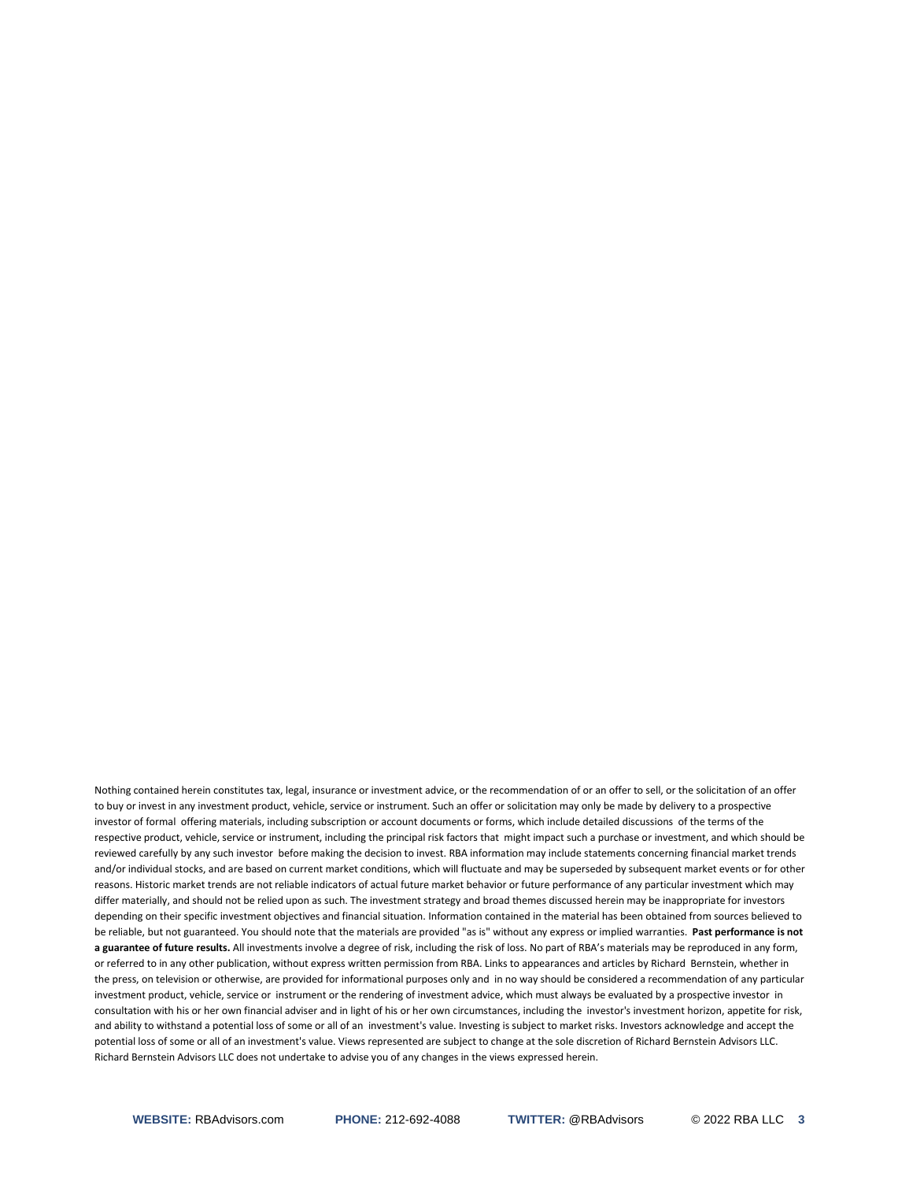Nothing contained herein constitutes tax, legal, insurance or investment advice, or the recommendation of or an offer to sell, or the solicitation of an offer to buy or invest in any investment product, vehicle, service or instrument. Such an offer or solicitation may only be made by delivery to a prospective investor of formal offering materials, including subscription or account documents or forms, which include detailed discussions of the terms of the respective product, vehicle, service or instrument, including the principal risk factors that might impact such a purchase or investment, and which should be reviewed carefully by any such investor before making the decision to invest. RBA information may include statements concerning financial market trends and/or individual stocks, and are based on current market conditions, which will fluctuate and may be superseded by subsequent market events or for other reasons. Historic market trends are not reliable indicators of actual future market behavior or future performance of any particular investment which may differ materially, and should not be relied upon as such. The investment strategy and broad themes discussed herein may be inappropriate for investors depending on their specific investment objectives and financial situation. Information contained in the material has been obtained from sources believed to be reliable, but not guaranteed. You should note that the materials are provided "as is" without any express or implied warranties. **Past performance is not a guarantee of future results.** All investments involve a degree of risk, including the risk of loss. No part of RBA's materials may be reproduced in any form, or referred to in any other publication, without express written permission from RBA. Links to appearances and articles by Richard Bernstein, whether in the press, on television or otherwise, are provided for informational purposes only and in no way should be considered a recommendation of any particular investment product, vehicle, service or instrument or the rendering of investment advice, which must always be evaluated by a prospective investor in consultation with his or her own financial adviser and in light of his or her own circumstances, including the investor's investment horizon, appetite for risk, and ability to withstand a potential loss of some or all of an investment's value. Investing is subject to market risks. Investors acknowledge and accept the potential loss of some or all of an investment's value. Views represented are subject to change at the sole discretion of Richard Bernstein Advisors LLC. Richard Bernstein Advisors LLC does not undertake to advise you of any changes in the views expressed herein.

**WEBSITE:** RBAdvisors.com **PHONE:** 212-692-4088 **TWITTER:** @RBAdvisors © 2022 RBA LLC